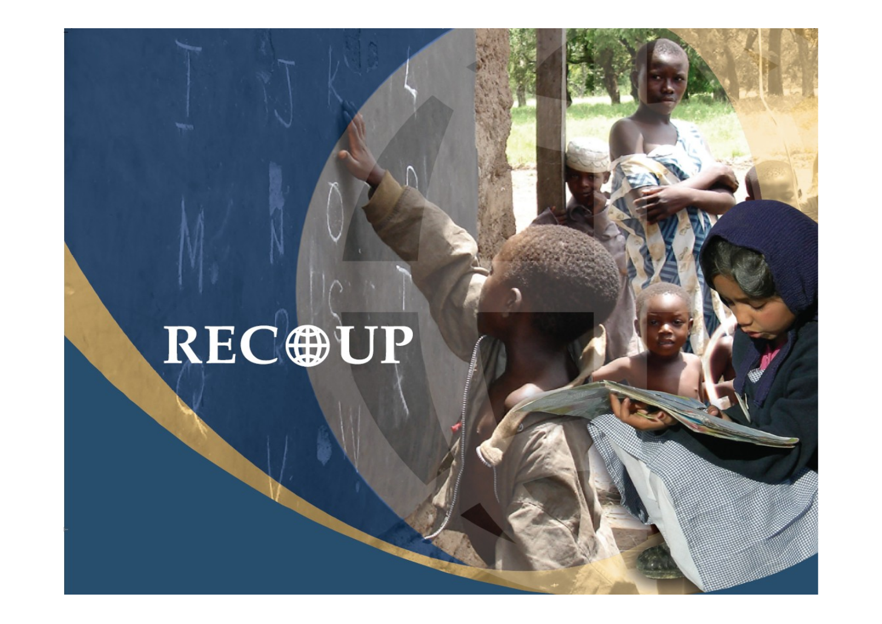# RECOUP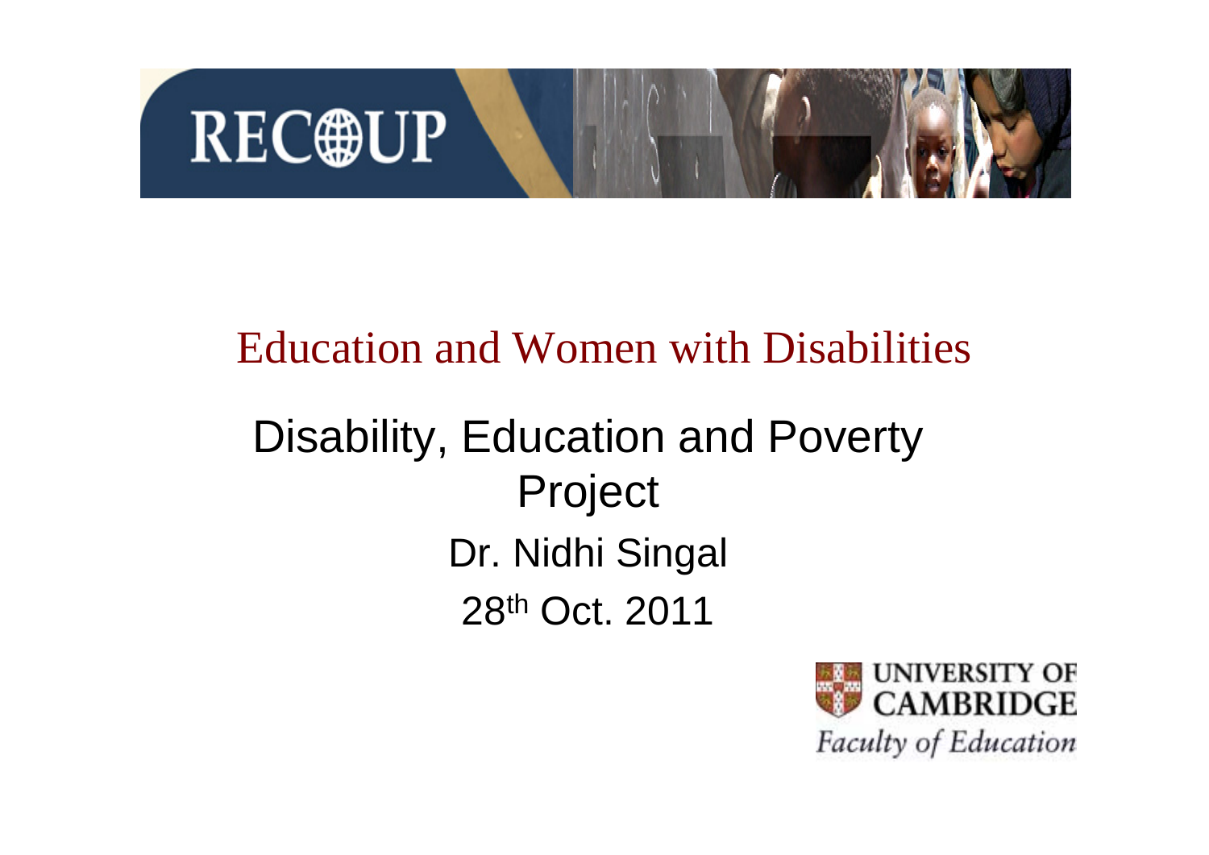RECOUP

# Education and Women with Disabilities

## Disability, Education and Poverty Project

Dr. Nidhi Singal

28th Oct. 2011

UNIVERSITY OF CAMBRIDGE

*Faculty of Education*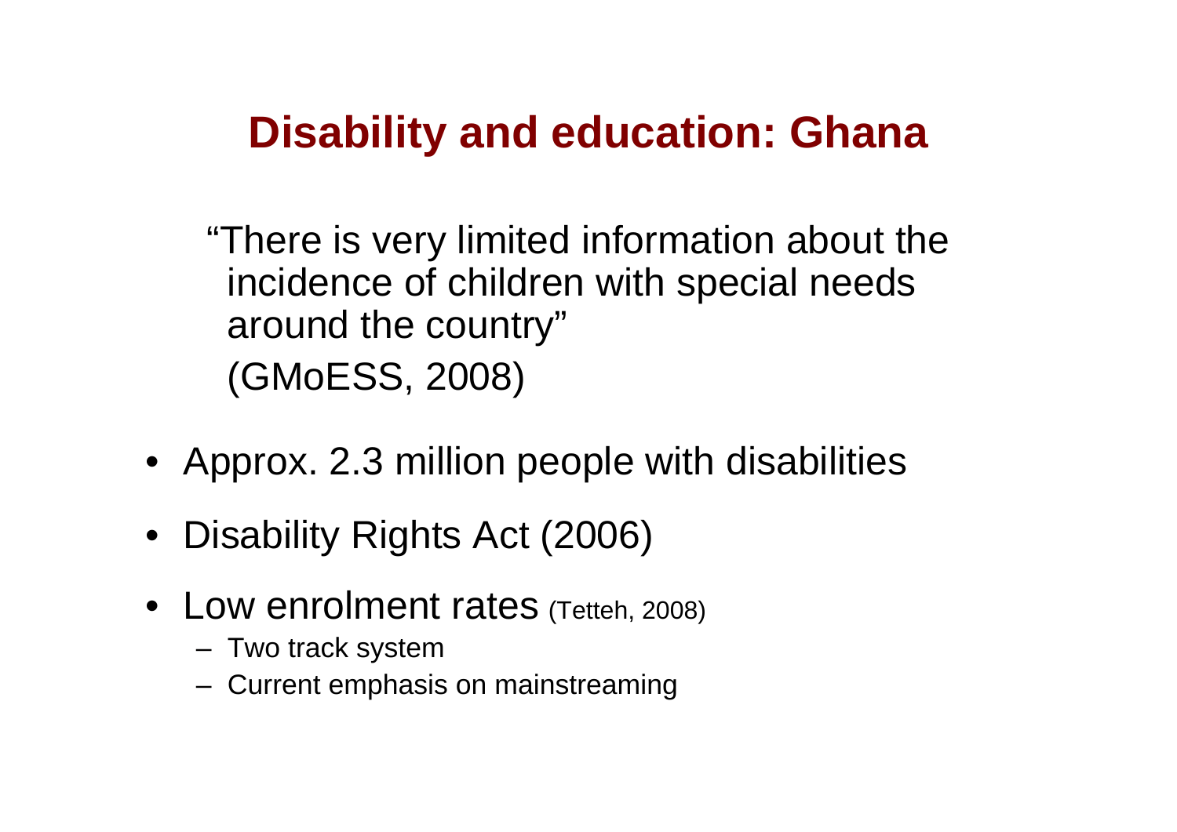# Disability and education: Ghana

"There is very limited information about the incidence of children with special needs around the country"

(GMoESS, 2008)

- Approx. 2.3 million people with disabilities
- Disability Rights Act (2006)
- Low enrolment rates (Tetteh, 2008)
  - Two track system
  - Current emphasis on mainstreaming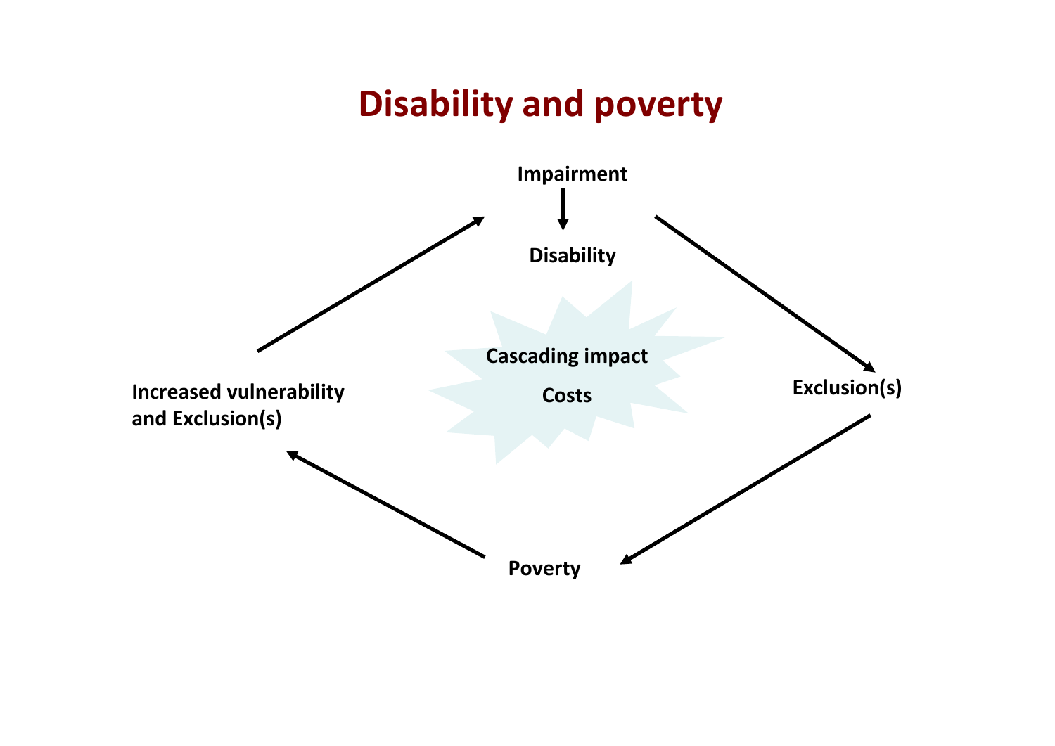# Disability and poverty

Impairment

Disability

Cascading impact

Costs

Exclusion(s)

Poverty

Increased vulnerability and Exclusion(s)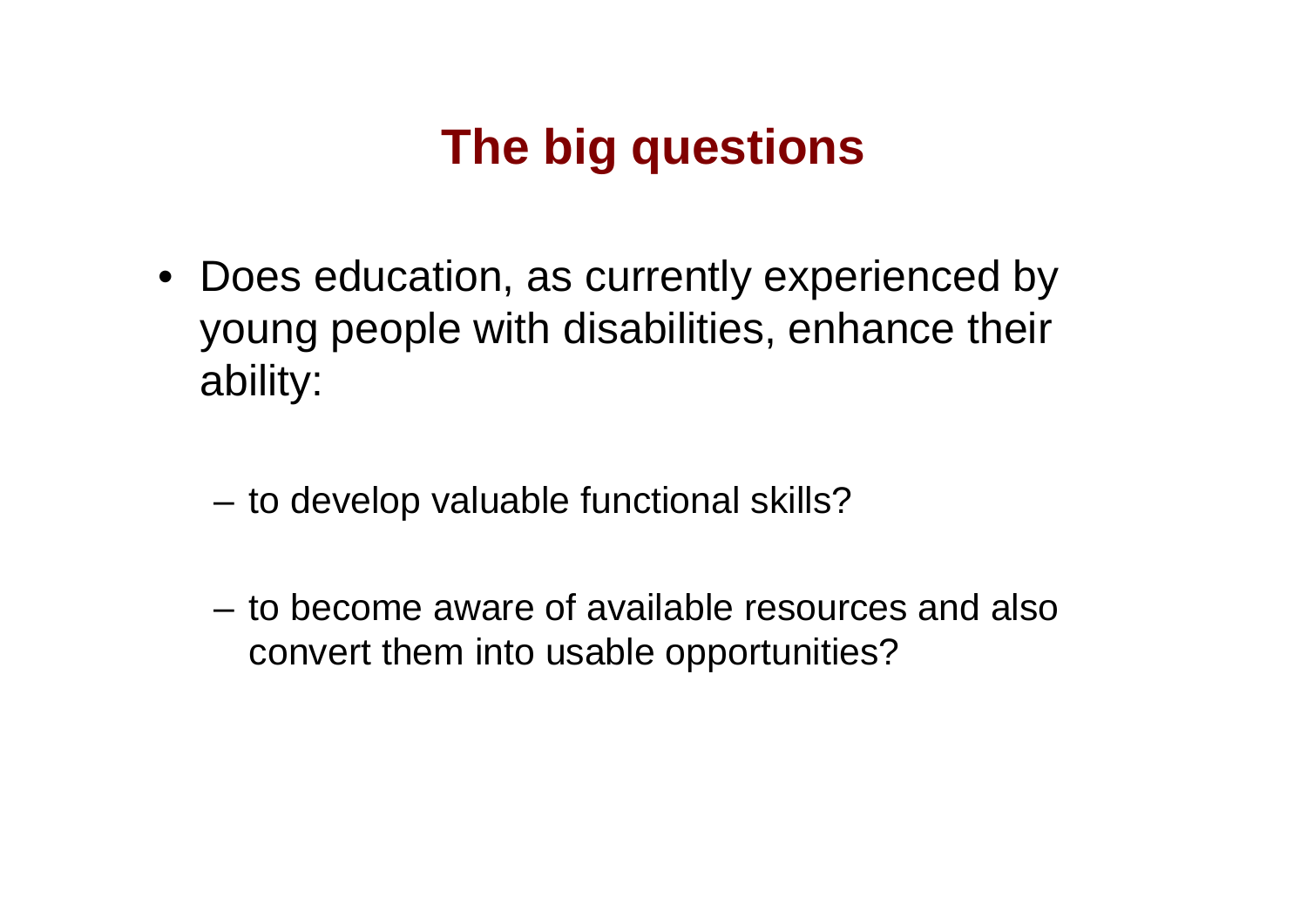# The big questions

- Does education, as currently experienced by young people with disabilities, enhance their ability:
  - to develop valuable functional skills?
  - to become aware of available resources and also convert them into usable opportunities?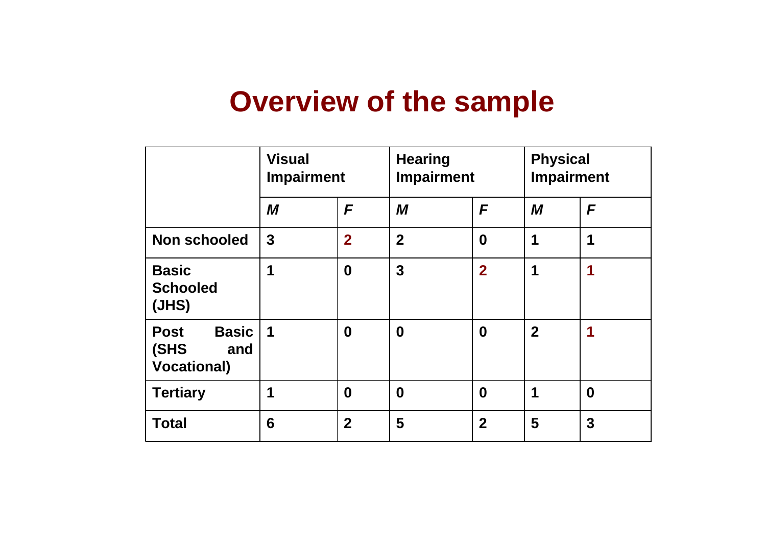# Overview of the sample

| | Visual Impairment | | Hearing Impairment | | Physical Impairment | |
|---|---|---|---|---|---|---|
| | ***M*** | ***F*** | ***M*** | ***F*** | ***M*** | ***F*** |
| **Non schooled** | **3** | **2** | **2** | **0** | **1** | **1** |
| **Basic Schooled (JHS)** | **1** | **0** | **3** | **2** | **1** | **1** |
| **Post Basic (SHS and Vocational)** | **1** | **0** | **0** | **0** | **2** | **1** |
| **Tertiary** | **1** | **0** | **0** | **0** | **1** | **0** |
| **Total** | **6** | **2** | **5** | **2** | **5** | **3** |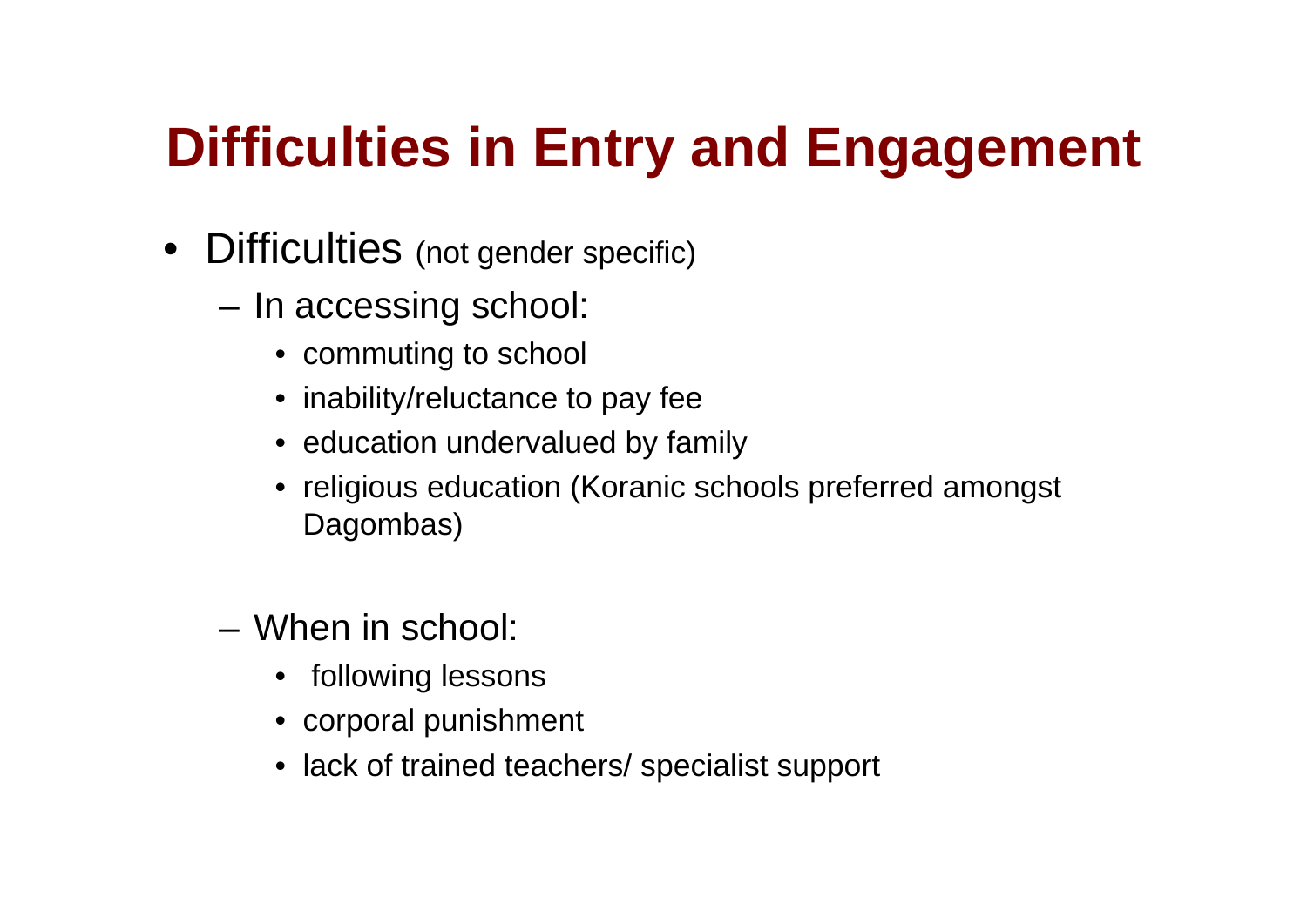# Difficulties in Entry and Engagement

- Difficulties (not gender specific)
  - In accessing school:
    - commuting to school
    - inability/reluctance to pay fee
    - education undervalued by family
    - religious education (Koranic schools preferred amongst Dagombas)
  - When in school:
    - following lessons
    - corporal punishment
    - lack of trained teachers/ specialist support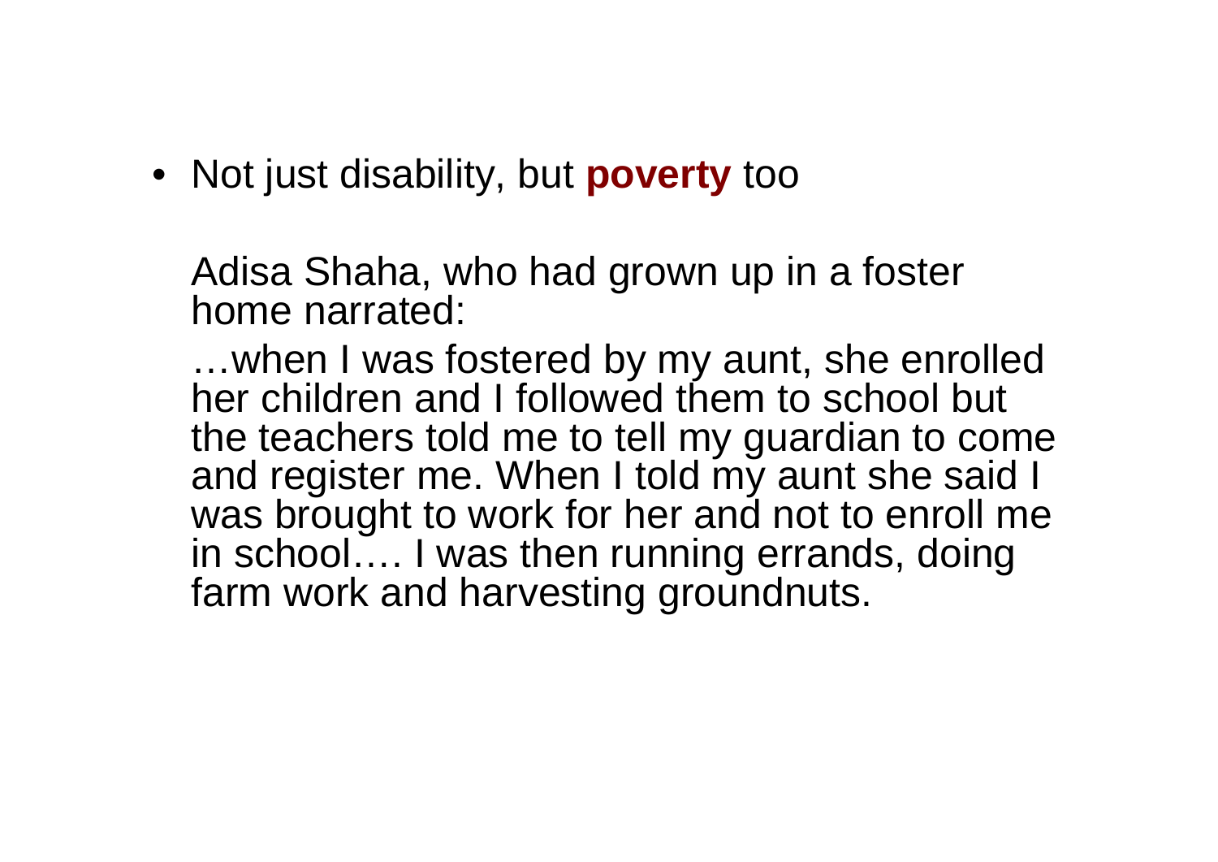- Not just disability, but **poverty** too

  Adisa Shaha, who had grown up in a foster home narrated:

  …when I was fostered by my aunt, she enrolled her children and I followed them to school but the teachers told me to tell my guardian to come and register me. When I told my aunt she said I was brought to work for her and not to enroll me in school…. I was then running errands, doing farm work and harvesting groundnuts.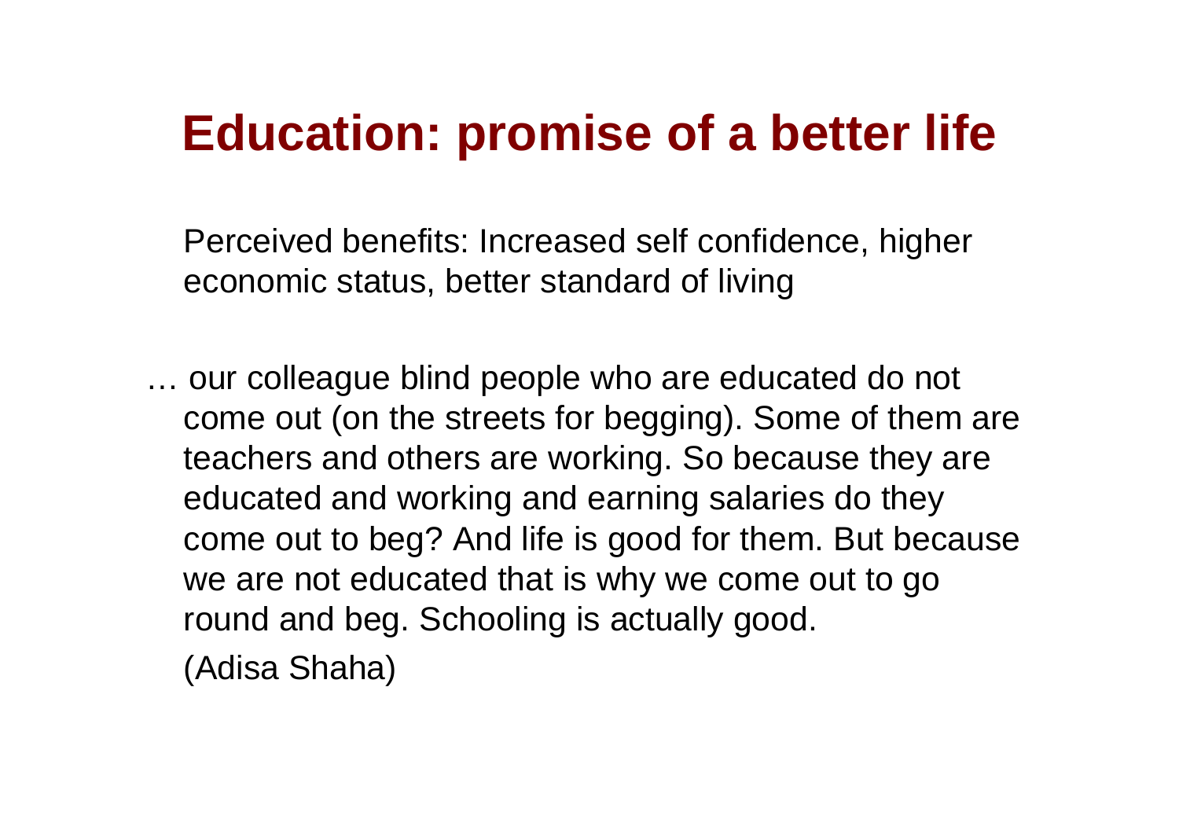# Education: promise of a better life

Perceived benefits: Increased self confidence, higher economic status, better standard of living

… our colleague blind people who are educated do not come out (on the streets for begging). Some of them are teachers and others are working. So because they are educated and working and earning salaries do they come out to beg? And life is good for them. But because we are not educated that is why we come out to go round and beg. Schooling is actually good.

(Adisa Shaha)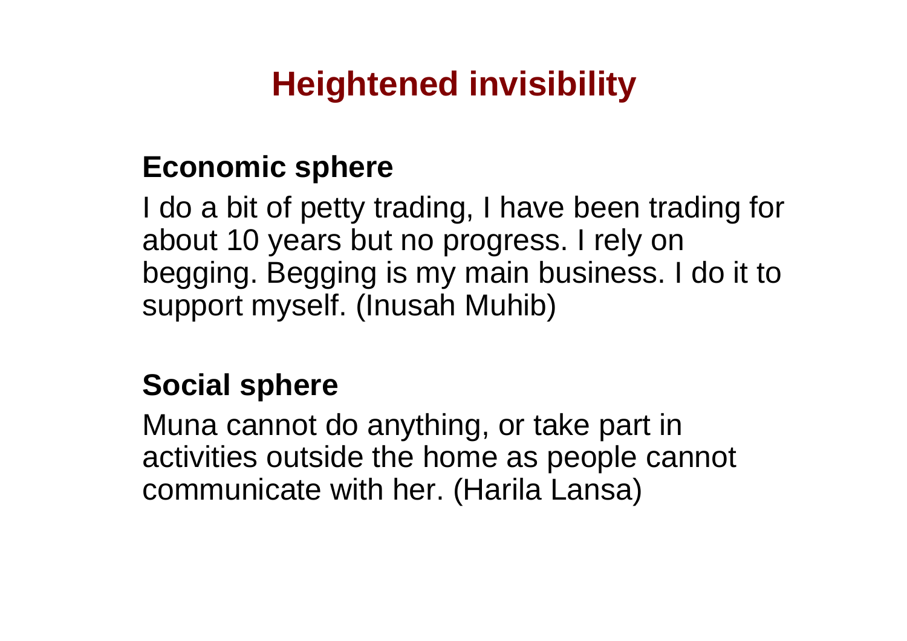# Heightened invisibility

**Economic sphere**

I do a bit of petty trading, I have been trading for about 10 years but no progress. I rely on begging. Begging is my main business. I do it to support myself. (Inusah Muhib)

**Social sphere**

Muna cannot do anything, or take part in activities outside the home as people cannot communicate with her. (Harila Lansa)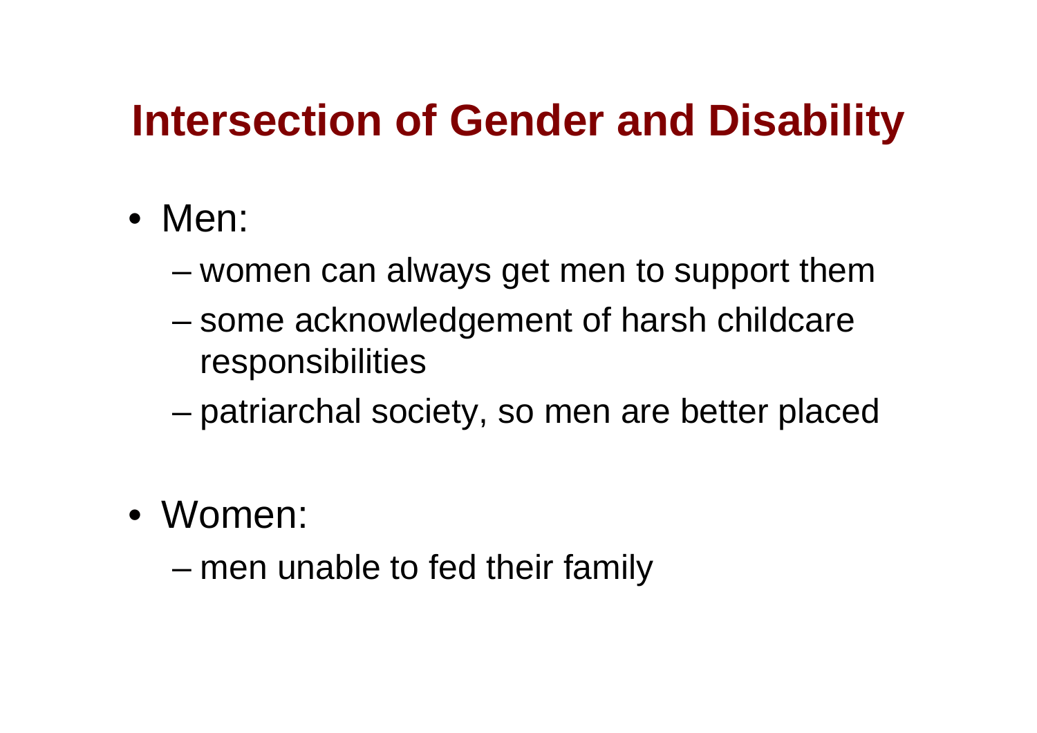# Intersection of Gender and Disability

- Men:
  - women can always get men to support them
  - some acknowledgement of harsh childcare responsibilities
  - patriarchal society, so men are better placed
- Women:
  - men unable to fed their family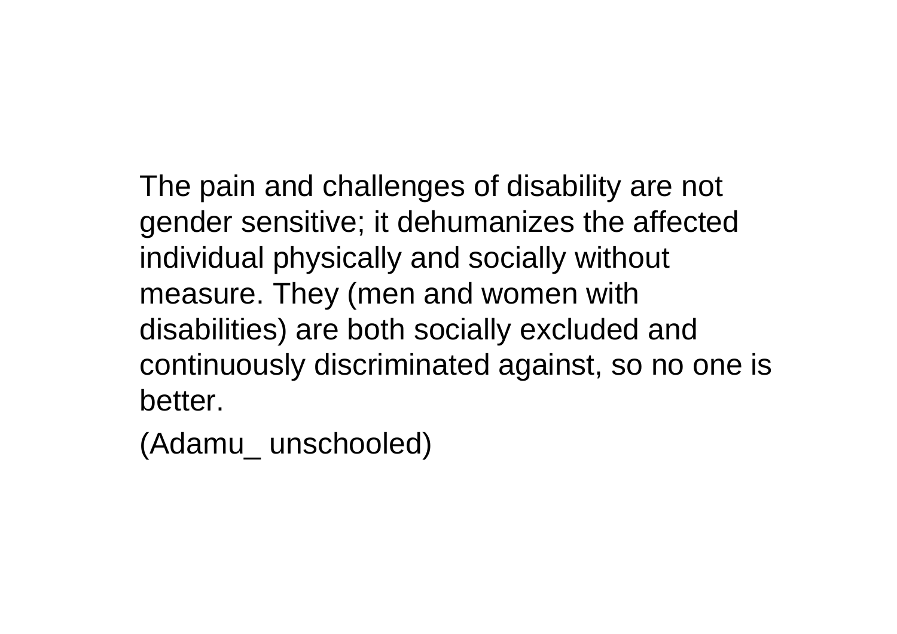The pain and challenges of disability are not gender sensitive; it dehumanizes the affected individual physically and socially without measure. They (men and women with disabilities) are both socially excluded and continuously discriminated against, so no one is better.

(Adamu_ unschooled)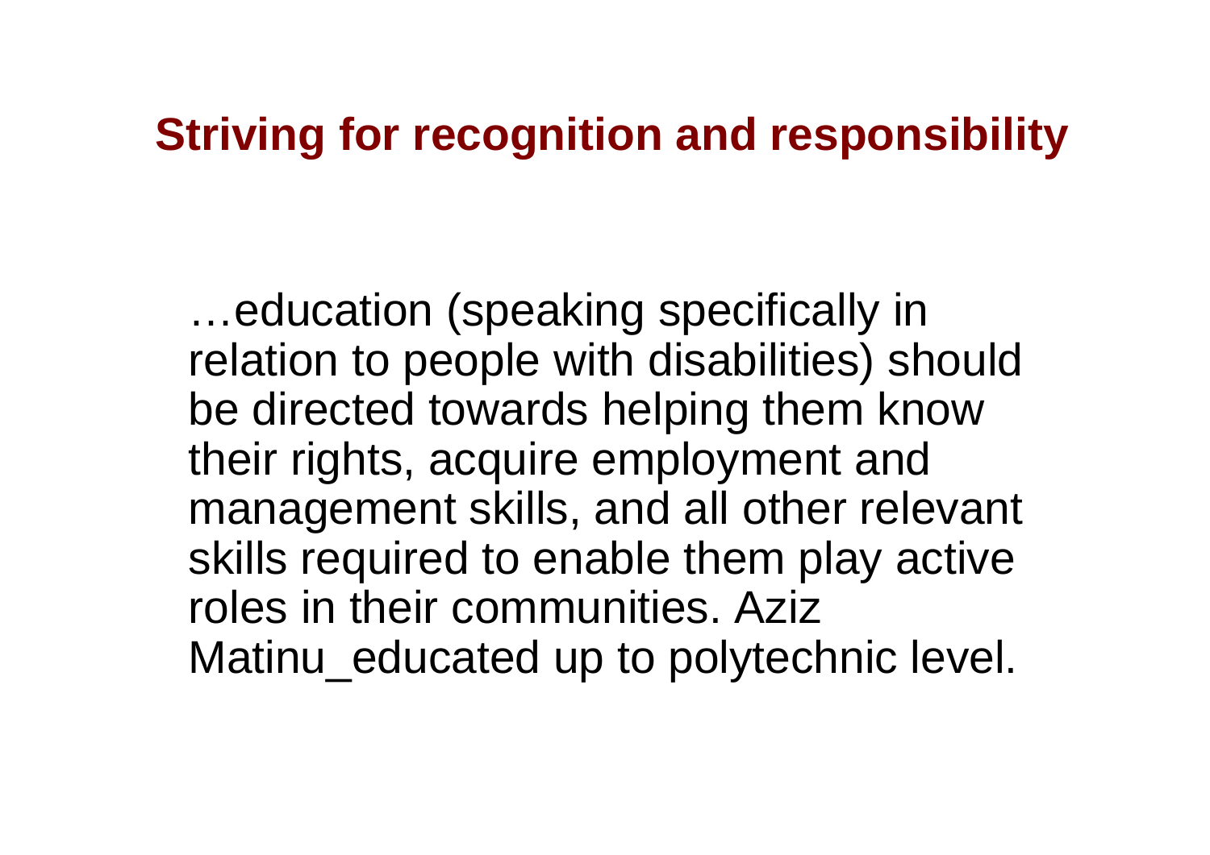## Striving for recognition and responsibility

…education (speaking specifically in relation to people with disabilities) should be directed towards helping them know their rights, acquire employment and management skills, and all other relevant skills required to enable them play active roles in their communities. Aziz Matinu_educated up to polytechnic level.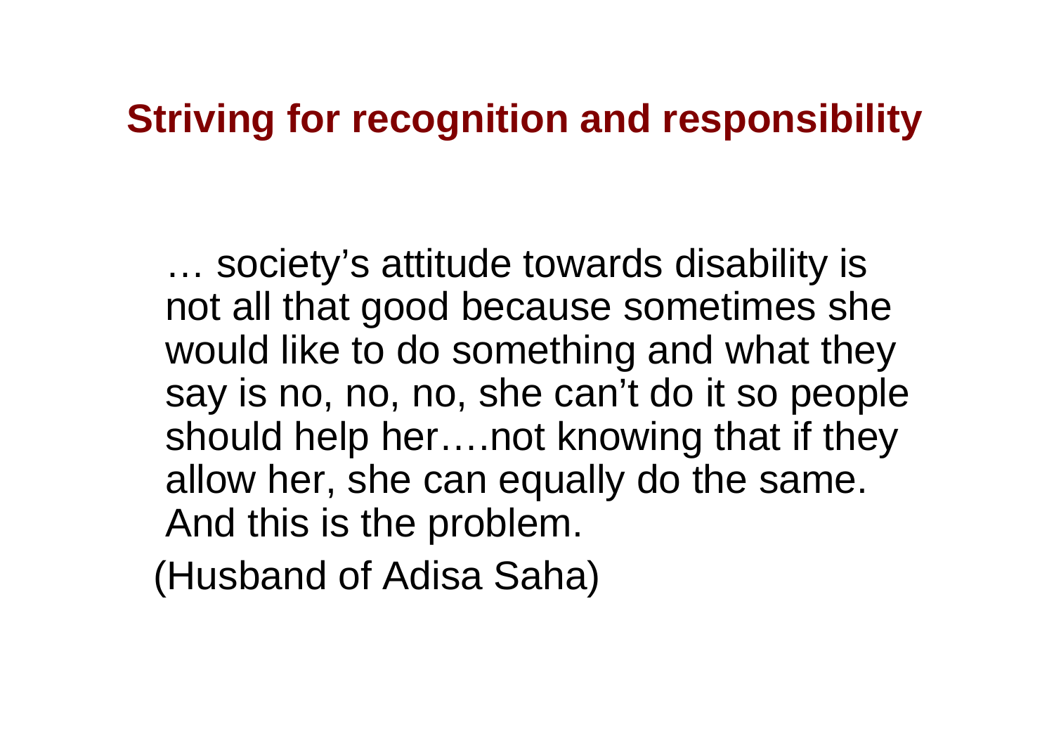# Striving for recognition and responsibility

… society's attitude towards disability is not all that good because sometimes she would like to do something and what they say is no, no, no, she can't do it so people should help her….not knowing that if they allow her, she can equally do the same. And this is the problem.

(Husband of Adisa Saha)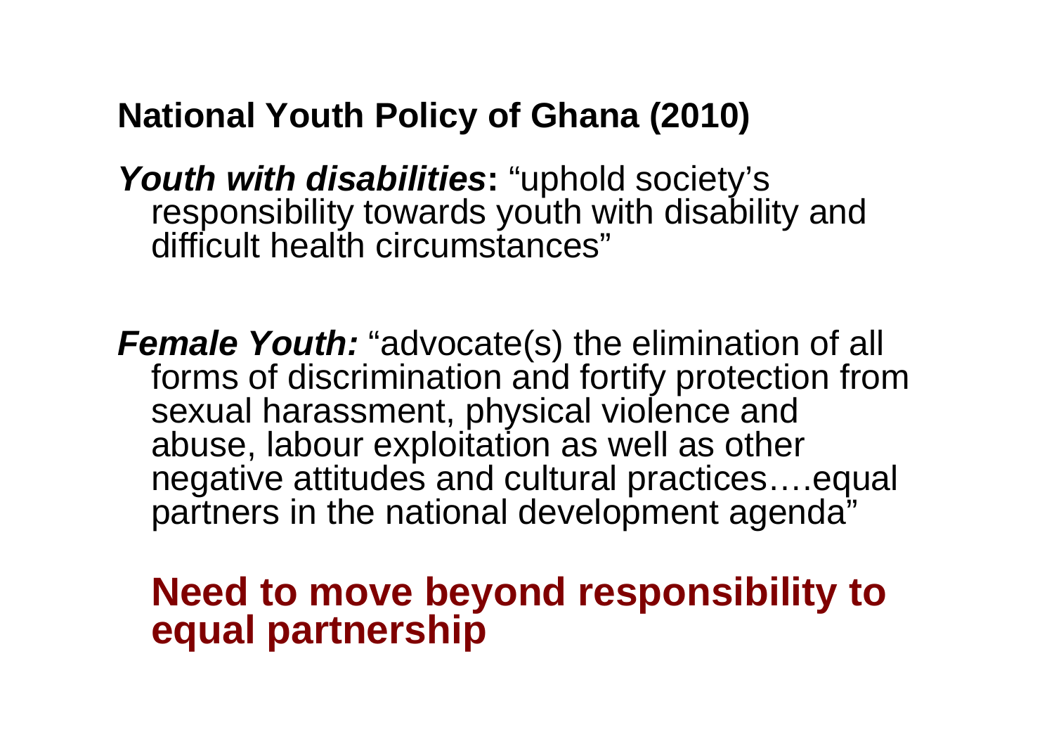## National Youth Policy of Ghana (2010)

***Youth with disabilities*:** “uphold society’s responsibility towards youth with disability and difficult health circumstances”

***Female Youth:*** “advocate(s) the elimination of all forms of discrimination and fortify protection from sexual harassment, physical violence and abuse, labour exploitation as well as other negative attitudes and cultural practices….equal partners in the national development agenda”

**Need to move beyond responsibility to equal partnership**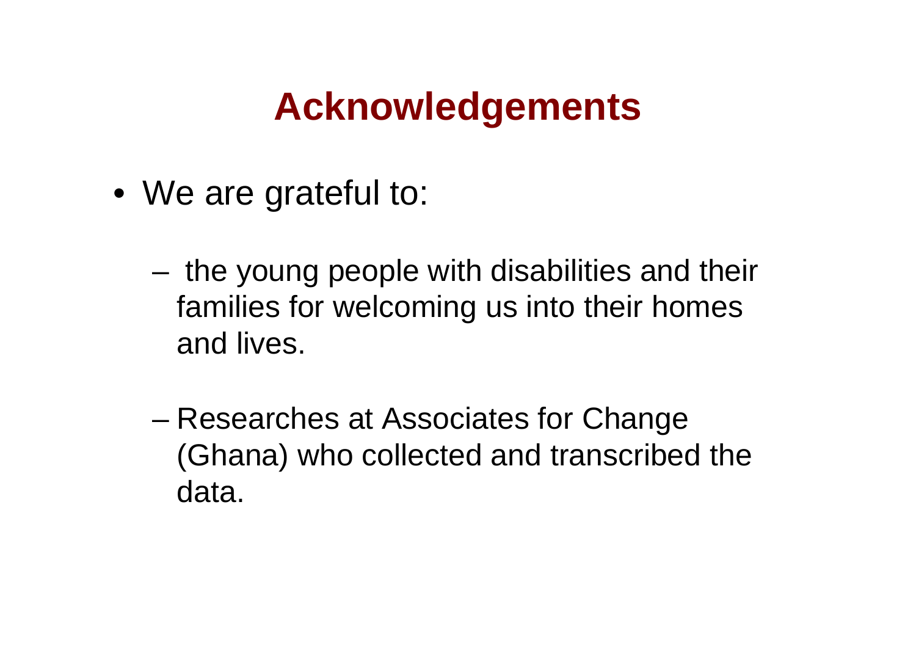# Acknowledgements

- We are grateful to:
  - the young people with disabilities and their families for welcoming us into their homes and lives.
  - Researches at Associates for Change (Ghana) who collected and transcribed the data.